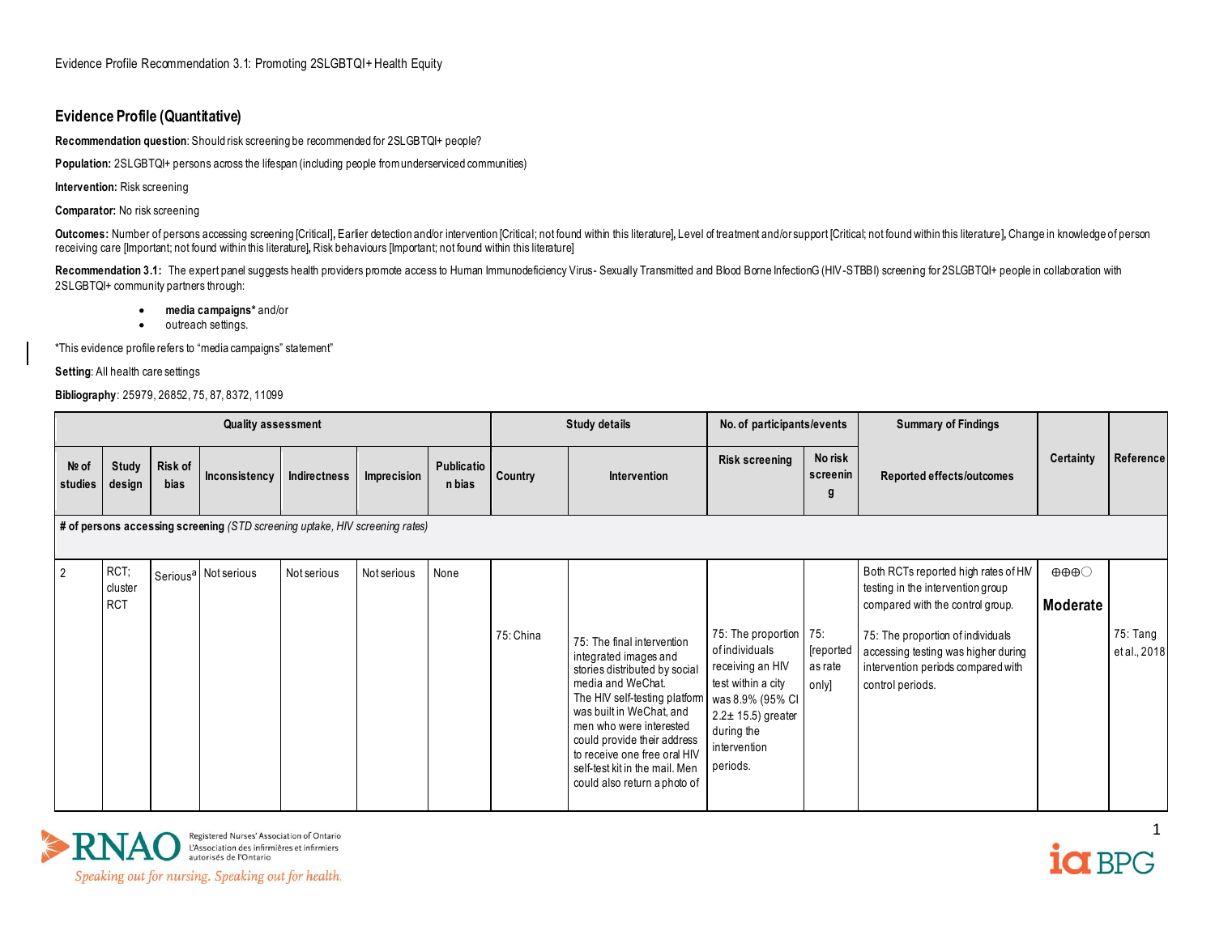Evidence Profile Recommendation 3.1: Promoting 2SLGBTQI+ Health Equity

## Evidence Profile (Quantitative)

**Recommendation question**: Should risk screening be recommended for 2SLGBTQI+ people?

**Population:** 2SLGBTQI+ persons across the lifespan (including people from underserviced communities)

**Intervention:** Risk screening

**Comparator:** No risk screening

**Outcomes:** Number of persons accessing screening [Critical], Earlier detection and/or intervention [Critical; not found within this literature], Level of treatment and/or support [Critical; not found within this literature], Change in knowledge of person receiving care [Important; not found within this literature], Risk behaviours [Important; not found within this literature]

**Recommendation 3.1:** The expert panel suggests health providers promote access to Human Immunodeficiency Virus- Sexually Transmitted and Blood Borne InfectionG (HIV-STBBI) screening for 2SLGBTQI+ people in collaboration with 2SLGBTQI+ community partners through:

- **media campaigns*** and/or
- outreach settings.

*This evidence profile refers to "media campaigns" statement"

**Setting**: All health care settings

**Bibliography**: 25979, 26852, 75, 87, 8372, 11099

| Quality assessment | | | | | | | Study details | | No. of participants/events | | Summary of Findings | Certainty | Reference |
|---|---|---|---|---|---|---|---|---|---|---|---|---|---|
| № of studies | Study design | Risk of bias | Inconsistency | Indirectness | Imprecision | Publication bias | Country | Intervention | Risk screening | No risk screening | Reported effects/outcomes | | |
| **# of persons accessing screening** *(STD screening uptake, HIV screening rates)* | | | | | | | | | | | | | |
| 2 | RCT; cluster RCT | Serious[a] | Not serious | Not serious | Not serious | None | 75: China | 75: The final intervention integrated images and stories distributed by social media and WeChat. The HIV self-testing platform was built in WeChat, and men who were interested could provide their address to receive one free oral HIV self-test kit in the mail. Men could also return a photo of | 75: The proportion of individuals receiving an HIV test within a city was 8.9% (95% CI 2.2± 15.5) greater during the intervention periods. | 75: [reported as rate only] | Both RCTs reported high rates of HIV testing in the intervention group compared with the control group. 75: The proportion of individuals accessing testing was higher during intervention periods compared with control periods. | ⊕⊕⊕◯ **Moderate** | 75: Tang et al., 2018 |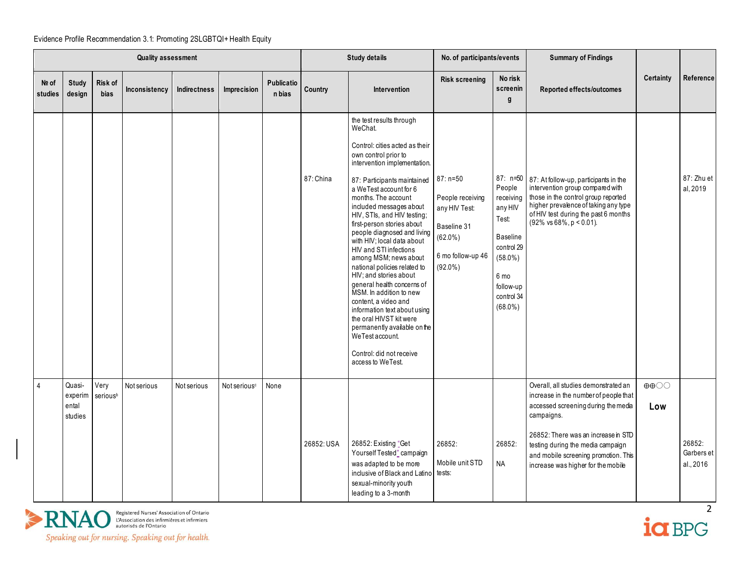Evidence Profile Recommendation 3.1: Promoting 2SLGBTQI+ Health Equity

| Quality assessment | | | | | | | Study details | | No. of participants/events | | Summary of Findings | Certainty | Reference |
|---|---|---|---|---|---|---|---|---|---|---|---|---|---|
| № of studies | Study design | Risk of bias | Inconsistency | Indirectness | Imprecision | Publication bias | Country | Intervention | Risk screening | No risk screening | Reported effects/outcomes | | |
| | | | | | | | 87: China | the test results through WeChat. Control: cities acted as their own control prior to intervention implementation. 87: Participants maintained a WeTest account for 6 months. The account included messages about HIV, STIs, and HIV testing; first-person stories about people diagnosed and living with HIV; local data about HIV and STI infections among MSM; news about national policies related to HIV; and stories about general health concerns of MSM. In addition to new content, a video and information text about using the oral HIVST kit were permanently available on the WeTest account. Control: did not receive access to WeTest. | 87: n=50 People receiving any HIV Test: Baseline 31 (62.0%) 6 mo follow-up 46 (92.0%) | 87: n=50 People receiving any HIV Test: Baseline control 29 (58.0%) 6 mo follow-up control 34 (68.0%) | 87: At follow-up, participants in the intervention group compared with those in the control group reported higher prevalence of taking any type of HIV test during the past 6 months (92% vs 68%, $p < 0.01$). | | 87: Zhu et al, 2019 |
| 4 | Quasi-experimental studies | Very serious[b] | Not serious | Not serious | Not serious[c] | None | 26852: USA | 26852: Existing "Get Yourself Tested" campaign was adapted to be more inclusive of Black and Latino sexual-minority youth leading to a 3-month | 26852: Mobile unit STD tests: | 26852: NA | Overall, all studies demonstrated an increase in the number of people that accessed screening during the media campaigns. 26852: There was an increase in STD testing during the media campaign and mobile screening promotion. This increase was higher for the mobile | ⊕⊕○○ **Low** | 26852: Garbers et al., 2016 |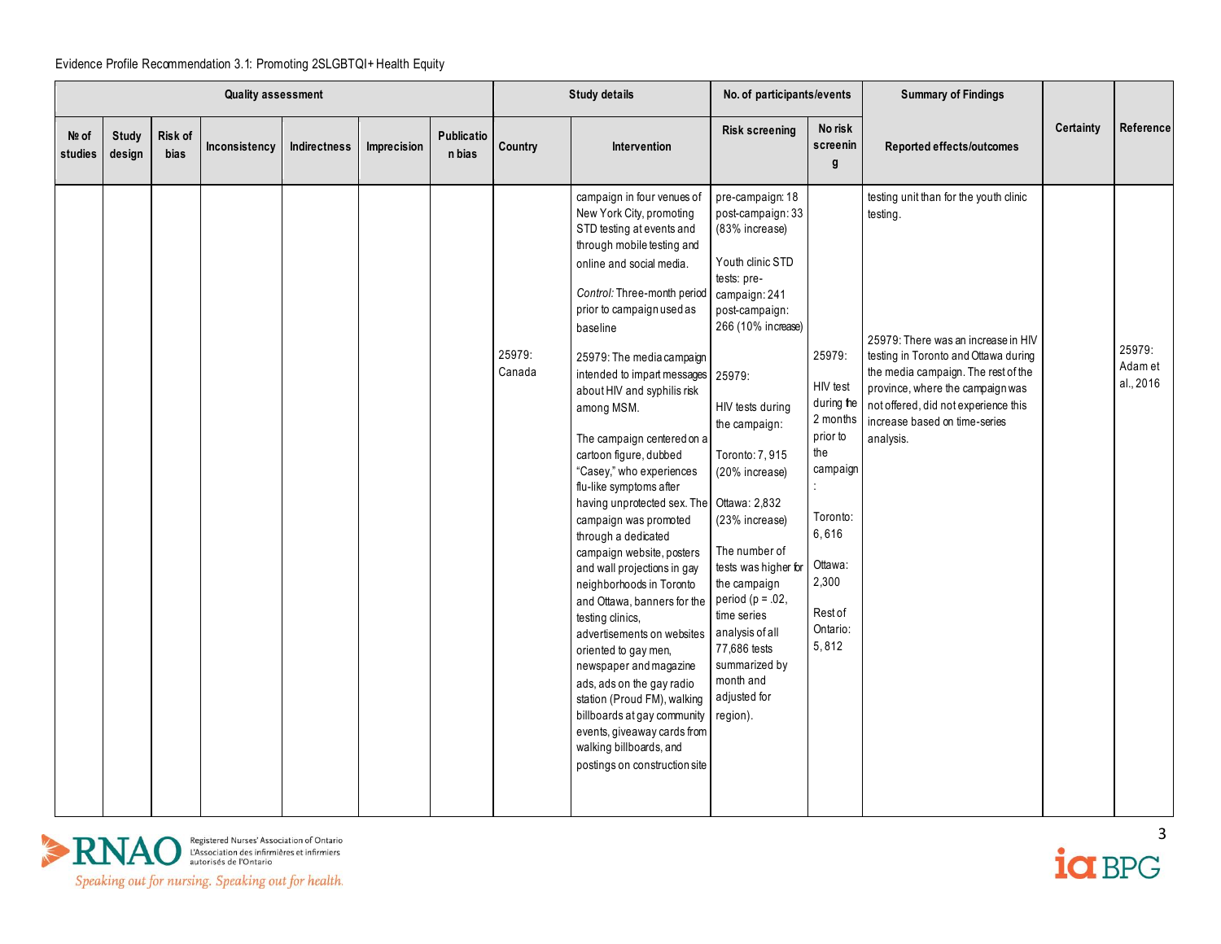Evidence Profile Recommendation 3.1: Promoting 2SLGBTQI+ Health Equity

| Quality assessment | | | | | | | Study details | | No. of participants/events | | Summary of Findings | Certainty | Reference |
|---|---|---|---|---|---|---|---|---|---|---|---|---|---|
| № of studies | Study design | Risk of bias | Inconsistency | Indirectness | Imprecision | Publication bias | Country | Intervention | Risk screening | No risk screening | Reported effects/outcomes | | |
| | | | | | | | | campaign in four venues of New York City, promoting STD testing at events and through mobile testing and online and social media.<br><br>*Control:* Three-month period prior to campaign used as baseline | pre-campaign: 18<br>post-campaign: 33 (83% increase)<br><br>Youth clinic STD tests: pre-campaign: 241<br>post-campaign: 266 (10% increase) | | testing unit than for the youth clinic testing. | | |
| | | | | | | | 25979: Canada | 25979: The media campaign intended to impart messages about HIV and syphilis risk among MSM.<br><br>The campaign centered on a cartoon figure, dubbed "Casey," who experiences flu-like symptoms after having unprotected sex. The campaign was promoted through a dedicated campaign website, posters and wall projections in gay neighborhoods in Toronto and Ottawa, banners for the testing clinics, advertisements on websites oriented to gay men, newspaper and magazine ads, ads on the gay radio station (Proud FM), walking billboards at gay community events, giveaway cards from walking billboards, and postings on construction site | 25979:<br><br>HIV tests during the campaign:<br><br>Toronto: 7,915 (20% increase)<br><br>Ottawa: 2,832 (23% increase)<br><br>The number of tests was higher for the campaign period (p = .02, time series analysis of all 77,686 tests summarized by month and adjusted for region). | 25979:<br><br>HIV test during the 2 months prior to the campaign:<br><br>Toronto: 6,616<br><br>Ottawa: 2,300<br><br>Rest of Ontario: 5,812 | 25979: There was an increase in HIV testing in Toronto and Ottawa during the media campaign. The rest of the province, where the campaign was not offered, did not experience this increase based on time-series analysis. | | 25979: Adam et al., 2016 |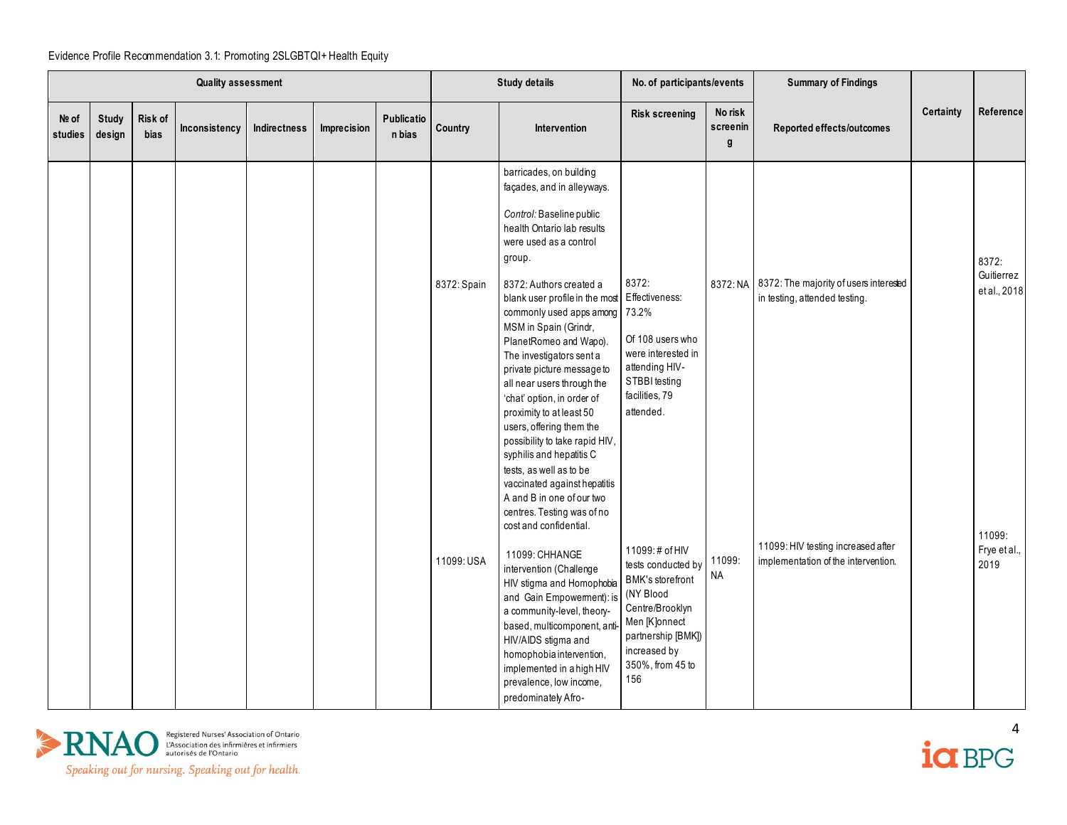Evidence Profile Recommendation 3.1: Promoting 2SLGBTQI+ Health Equity

| Quality assessment | | | | | | | Study details | | No. of participants/events | | Summary of Findings | Certainty | Reference |
|---|---|---|---|---|---|---|---|---|---|---|---|---|---|
| № of studies | Study design | Risk of bias | Inconsistency | Indirectness | Imprecision | Publication bias | Country | Intervention | Risk screening | No risk screening | Reported effects/outcomes | | |
| | | | | | | | | barricades, on building façades, and in alleyways.<br><br>*Control:* Baseline public health Ontario lab results were used as a control group. | | | | | |
| | | | | | | | 8372: Spain | 8372: Authors created a blank user profile in the most commonly used apps among MSM in Spain (Grindr, PlanetRomeo and Wapo). The investigators sent a private picture message to all near users through the 'chat' option, in order of proximity to at least 50 users, offering them the possibility to take rapid HIV, syphilis and hepatitis C tests, as well as to be vaccinated against hepatitis A and B in one of our two centres. Testing was of no cost and confidential. | 8372: Effectiveness: 73.2%<br><br>Of 108 users who were interested in attending HIV-STBBI testing facilities, 79 attended. | 8372: NA | 8372: The majority of users interested in testing, attended testing. | | 8372: Guitierrez et al., 2018 |
| | | | | | | | 11099: USA | 11099: CHHANGE intervention (Challenge HIV stigma and Homophobia and Gain Empowerment): is a community-level, theory-based, multicomponent, anti-HIV/AIDS stigma and homophobia intervention, implemented in a high HIV prevalence, low income, predominately Afro- | 11099: # of HIV tests conducted by BMK's storefront (NY Blood Centre/Brooklyn Men [K]onnect partnership [BMK]) increased by 350%, from 45 to 156 | 11099: NA | 11099: HIV testing increased after implementation of the intervention. | | 11099: Frye et al., 2019 |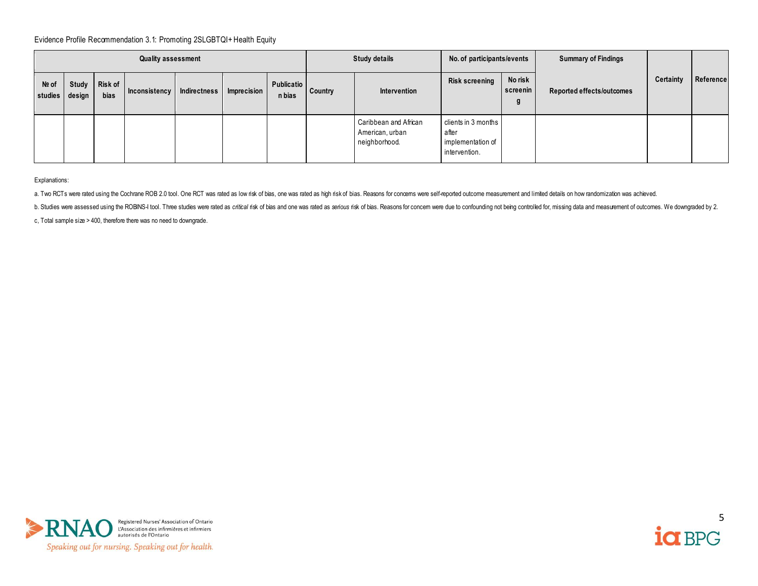Evidence Profile Recommendation 3.1: Promoting 2SLGBTQI+ Health Equity

| Quality assessment | | | | | | | Study details | | No. of participants/events | | Summary of Findings | Certainty | Reference |
|---|---|---|---|---|---|---|---|---|---|---|---|---|---|
| № of studies | Study design | Risk of bias | Inconsistency | Indirectness | Imprecision | Publication bias | Country | Intervention | Risk screening | No risk screening | Reported effects/outcomes | | |
| | | | | | | | | Caribbean and African American, urban neighborhood. | clients in 3 months after implementation of intervention. | | | | |

Explanations:

a. Two RCTs were rated using the Cochrane ROB 2.0 tool. One RCT was rated as low risk of bias, one was rated as high risk of bias. Reasons for concerns were self-reported outcome measurement and limited details on how randomization was achieved.

b. Studies were assessed using the ROBINS-I tool. Three studies were rated as *critical* risk of bias and one was rated as *serious* risk of bias. Reasons for concern were due to confounding not being controlled for, missing data and measurement of outcomes. We downgraded by 2.

c, Total sample size > 400, therefore there was no need to downgrade.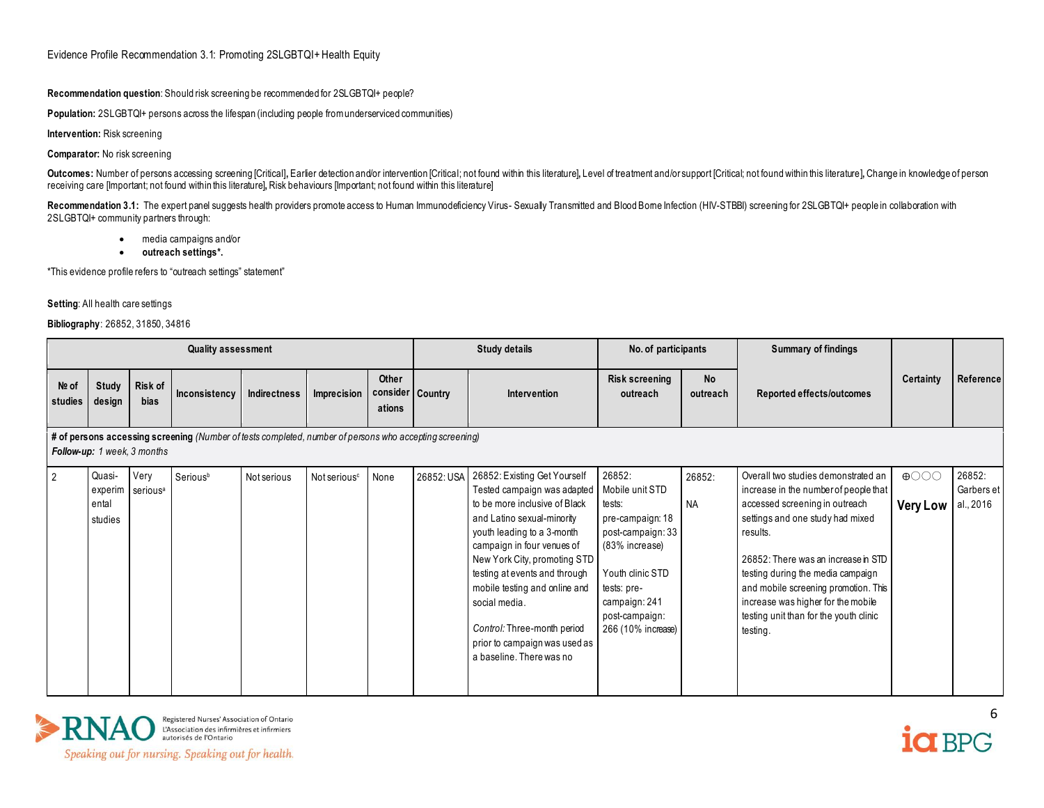Evidence Profile Recommendation 3.1: Promoting 2SLGBTQI+ Health Equity

**Recommendation question**: Should risk screening be recommended for 2SLGBTQI+ people?

**Population:** 2SLGBTQI+ persons across the lifespan (including people from underserviced communities)

**Intervention:** Risk screening

**Comparator:** No risk screening

**Outcomes:** Number of persons accessing screening [Critical], Earlier detection and/or intervention [Critical; not found within this literature], Level of treatment and/or support [Critical; not found within this literature], Change in knowledge of person receiving care [Important; not found within this literature], Risk behaviours [Important; not found within this literature]

**Recommendation 3.1:** The expert panel suggests health providers promote access to Human Immunodeficiency Virus- Sexually Transmitted and Blood Borne Infection (HIV-STBBI) screening for 2SLGBTQI+ people in collaboration with 2SLGBTQI+ community partners through:

- media campaigns and/or
- **outreach settings*.**

*This evidence profile refers to "outreach settings" statement"

**Setting**: All health care settings

**Bibliography**: 26852, 31850, 34816

| Quality assessment | | | | | | | Study details | | No. of participants | | Summary of findings | | |
|---|---|---|---|---|---|---|---|---|---|---|---|---|---|
| № of studies | Study design | Risk of bias | Inconsistency | Indirectness | Imprecision | Other considerations | Country | Intervention | Risk screening outreach | No outreach | Reported effects/outcomes | Certainty | Reference |
| **# of persons accessing screening** *(Number of tests completed, number of persons who accepting screening)* *Follow-up: 1 week, 3 months* | | | | | | | | | | | | | |
| 2 | Quasi-experimental studies | Very serious[a] | Serious[b] | Not serious | Not serious[c] | None | 26852: USA | 26852: Existing Get Yourself Tested campaign was adapted to be more inclusive of Black and Latino sexual-minority youth leading to a 3-month campaign in four venues of New York City, promoting STD testing at events and through mobile testing and online and social media.<br><br>*Control:* Three-month period prior to campaign was used as a baseline. There was no | 26852: Mobile unit STD tests: pre-campaign: 18 post-campaign: 33 (83% increase)<br><br>Youth clinic STD tests: pre-campaign: 241 post-campaign: 266 (10% increase) | 26852: NA | Overall two studies demonstrated an increase in the number of people that accessed screening in outreach settings and one study had mixed results.<br><br>26852: There was an increase in STD testing during the media campaign and mobile screening promotion. This increase was higher for the mobile testing unit than for the youth clinic testing. | ⊕◯◯◯ **Very Low** | 26852: Garbers et al., 2016 |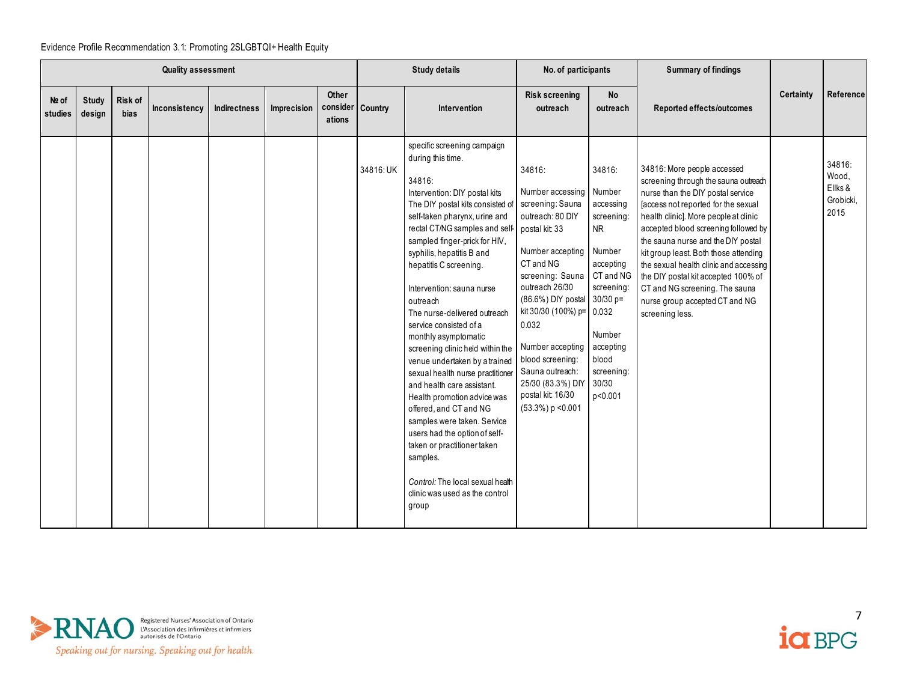Evidence Profile Recommendation 3.1: Promoting 2SLGBTQI+ Health Equity

| Quality assessment | | | | | | | Study details | | No. of participants | | Summary of findings | Certainty | Reference |
|---|---|---|---|---|---|---|---|---|---|---|---|---|---|
| № of studies | Study design | Risk of bias | Inconsistency | Indirectness | Imprecision | Other considerations | Country | Intervention | Risk screening outreach | No outreach | Reported effects/outcomes | | |
| | | | | | | | 34816: UK | specific screening campaign during this time.<br><br>34816:<br>Intervention: DIY postal kits<br>The DIY postal kits consisted of self-taken pharynx, urine and rectal CT/NG samples and self-sampled finger-prick for HIV, syphilis, hepatitis B and hepatitis C screening.<br><br>Intervention: sauna nurse outreach<br>The nurse-delivered outreach service consisted of a monthly asymptomatic screening clinic held within the venue undertaken by a trained sexual health nurse practitioner and health care assistant. Health promotion advice was offered, and CT and NG samples were taken. Service users had the option of self-taken or practitioner taken samples.<br><br>*Control:* The local sexual health clinic was used as the control group | 34816:<br><br>Number accessing screening: Sauna outreach: 80 DIY postal kit: 33<br><br>Number accepting CT and NG screening: Sauna outreach 26/30 (86.6%) DIY postal kit 30/30 (100%) p= 0.032<br><br>Number accepting blood screening: Sauna outreach: 25/30 (83.3%) DIY postal kit: 16/30 (53.3%) p <0.001 | 34816:<br><br>Number accessing screening: NR<br><br>Number accepting CT and NG screening: 30/30 p= 0.032<br><br>Number accepting blood screening: 30/30 p<0.001 | 34816: More people accessed screening through the sauna outreach nurse than the DIY postal service [access not reported for the sexual health clinic]. More people at clinic accepted blood screening followed by the sauna nurse and the DIY postal kit group least. Both those attending the sexual health clinic and accessing the DIY postal kit accepted 100% of CT and NG screening. The sauna nurse group accepted CT and NG screening less. | | 34816: Wood, Ellks & Grobicki, 2015 |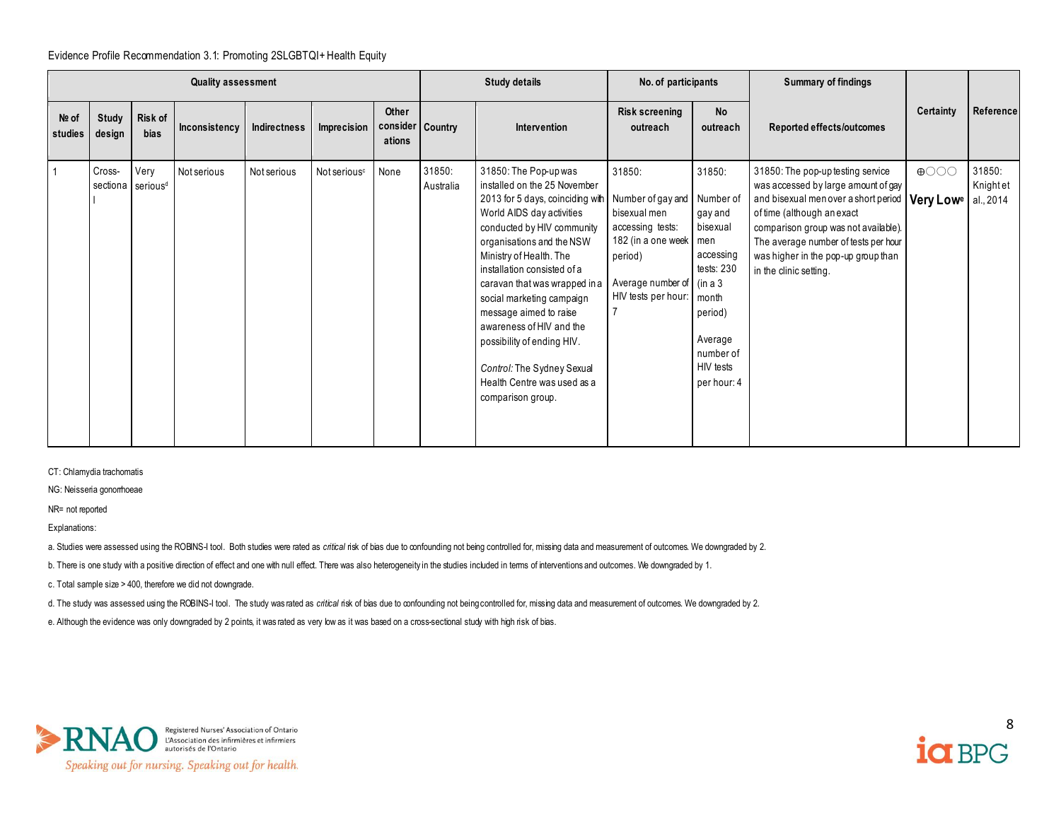Evidence Profile Recommendation 3.1: Promoting 2SLGBTQI+ Health Equity

| Quality assessment | | | | | | Study details | | No. of participants | | Summary of findings | Certainty | Reference |
|---|---|---|---|---|---|---|---|---|---|---|---|---|
| № of studies | Study design | Risk of bias | Inconsistency | Indirectness | Imprecision | Other considerations | Country | Intervention | Risk screening outreach | No outreach | Reported effects/outcomes | | |
| 1 | Cross-sectional | Very serious[d] | Not serious | Not serious | Not serious[c] | None | 31850: Australia | 31850: The Pop-up was installed on the 25 November 2013 for 5 days, coinciding with World AIDS day activities conducted by HIV community organisations and the NSW Ministry of Health. The installation consisted of a caravan that was wrapped in a social marketing campaign message aimed to raise awareness of HIV and the possibility of ending HIV.<br><br>*Control:* The Sydney Sexual Health Centre was used as a comparison group. | 31850:<br><br>Number of gay and bisexual men accessing tests: 182 (in a one week period)<br><br>Average number of HIV tests per hour: 7 | 31850:<br><br>Number of gay and bisexual men accessing tests: 230 (in a 3 month period)<br><br>Average number of HIV tests per hour: 4 | 31850: The pop-up testing service was accessed by large amount of gay and bisexual men over a short period of time (although an exact comparison group was not available). The average number of tests per hour was higher in the pop-up group than in the clinic setting. | ⊕◯◯◯ **Very Low**[e] | 31850: Knight et al., 2014 |

CT: Chlamydia trachomatis

NG: Neisseria gonorrhoeae

NR= not reported

Explanations:

a. Studies were assessed using the ROBINS-I tool. Both studies were rated as *critical* risk of bias due to confounding not being controlled for, missing data and measurement of outcomes. We downgraded by 2.

b. There is one study with a positive direction of effect and one with null effect. There was also heterogeneity in the studies included in terms of interventions and outcomes. We downgraded by 1.

c. Total sample size > 400, therefore we did not downgrade.

d. The study was assessed using the ROBINS-I tool. The study was rated as *critical* risk of bias due to confounding not being controlled for, missing data and measurement of outcomes. We downgraded by 2.

e. Although the evidence was only downgraded by 2 points, it was rated as very low as it was based on a cross-sectional study with high risk of bias.